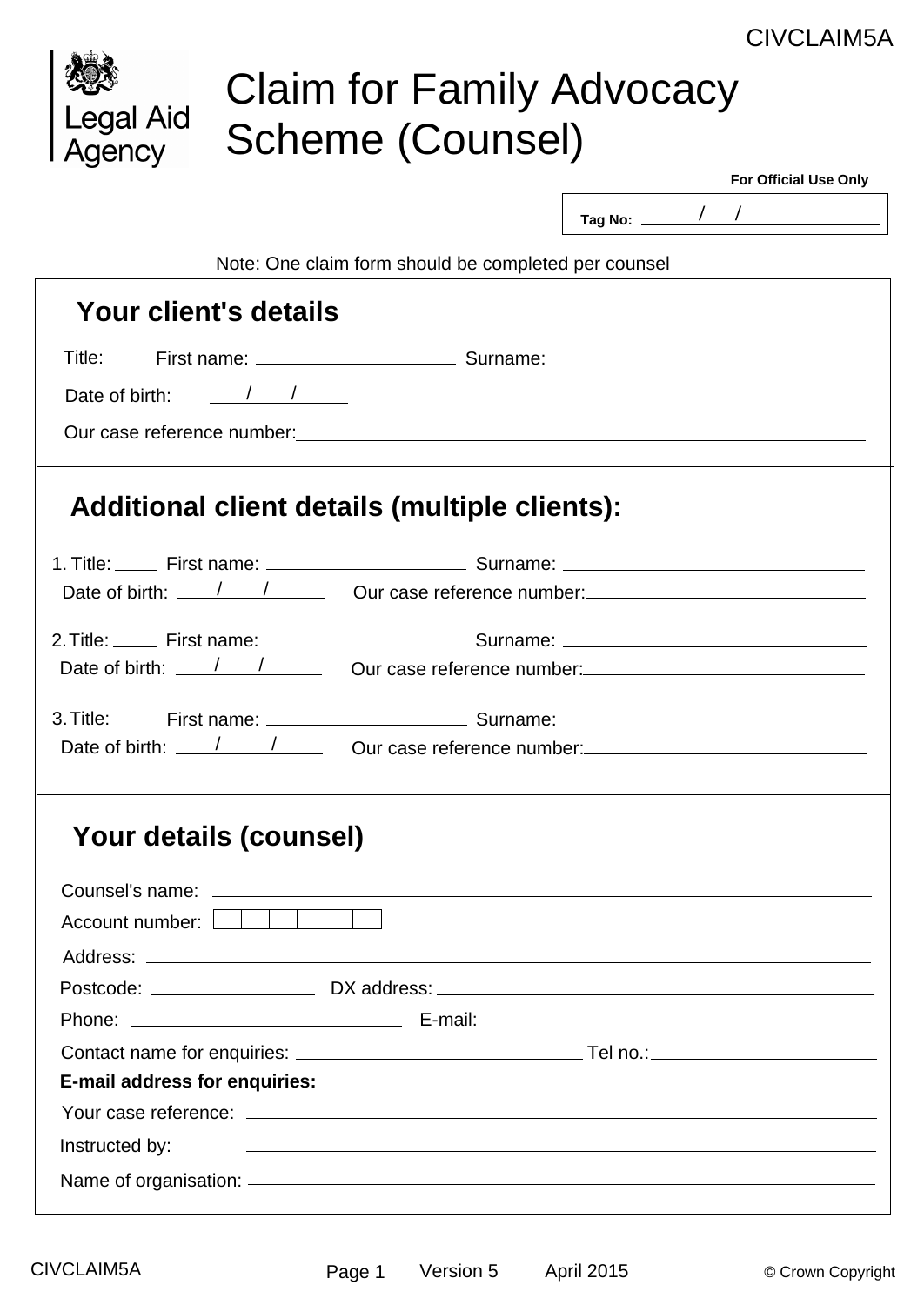CIVCLAIM5A

Legal Aid Agency

# Claim for Family Advocacy Scheme (Counsel)

**For Official Use Only**

**Tag No:** ______ / ____ / ______________

Note: One claim form should be completed per counsel

## Your client's details

Title: ____ First name: ____________________ Surname: ______________________________

Date of birth: ____ / ____ / ______

Our case reference number: ____________________________________________________________

## Additional client details (multiple clients):

1. Title: ____ First name: ____________________ Surname: ______________________________
   Date of birth: ____ / ____ / ______ Our case reference number: ____________________________

2. Title: ____ First name: ____________________ Surname: ______________________________
   Date of birth: ____ / ____ / ______ Our case reference number: ____________________________

3. Title: ____ First name: ____________________ Surname: ______________________________
   Date of birth: ____ / ____ / ______ Our case reference number: ____________________________

## Your details (counsel)

Counsel's name: ____________________________________________________________

Account number: | | | | | | |

Address: ____________________________________________________________

Postcode: ________________ DX address: ____________________________________________

Phone: ____________________________ E-mail: ____________________________________

Contact name for enquiries: ____________________________ Tel no.: ______________________

**E-mail address for enquiries:** ____________________________________________

Your case reference: ____________________________________________________________

Instructed by: ____________________________________________________________

Name of organisation: ____________________________________________________________

Version 5 April 2015

© Crown Copyright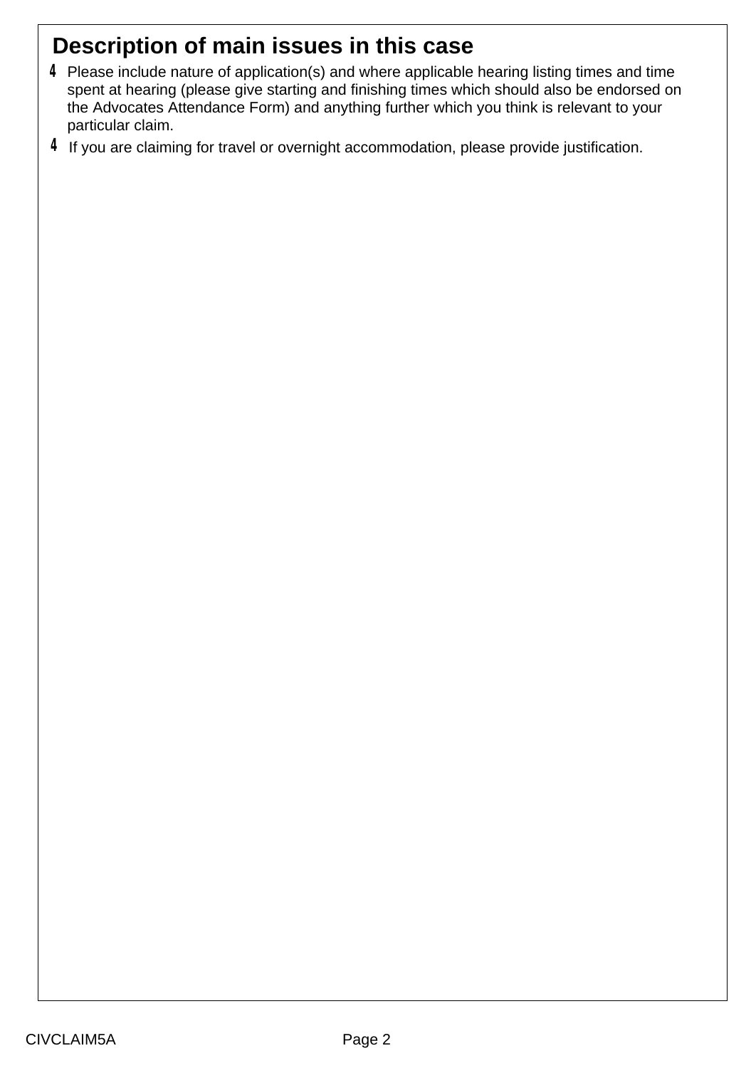## Description of main issues in this case

- Please include nature of application(s) and where applicable hearing listing times and time spent at hearing (please give starting and finishing times which should also be endorsed on the Advocates Attendance Form) and anything further which you think is relevant to your particular claim.
- If you are claiming for travel or overnight accommodation, please provide justification.

CIVCLAIM5A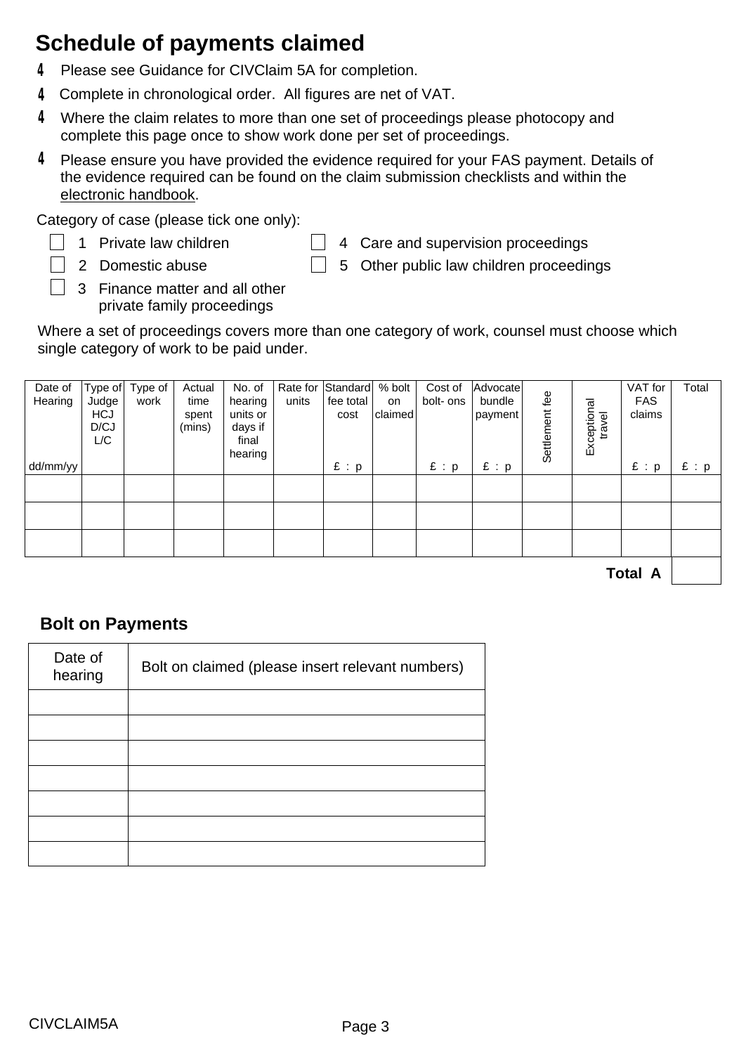# Schedule of payments claimed

- Please see Guidance for CIVClaim 5A for completion.
- Complete in chronological order. All figures are net of VAT.
- Where the claim relates to more than one set of proceedings please photocopy and complete this page once to show work done per set of proceedings.
- Please ensure you have provided the evidence required for your FAS payment. Details of the evidence required can be found on the claim submission checklists and within the electronic handbook.

Category of case (please tick one only):

- ☐ 1 Private law children
- ☐ 2 Domestic abuse
- ☐ 3 Finance matter and all other private family proceedings
- ☐ 4 Care and supervision proceedings
- ☐ 5 Other public law children proceedings

Where a set of proceedings covers more than one category of work, counsel must choose which single category of work to be paid under.

| Date of Hearing dd/mm/yy | Type of Judge HCJ D/CJ L/C | Type of work | Actual time spent (mins) | No. of hearing units or days if final hearing | Rate for units | Standard fee total cost £ : p | % bolt on claimed | Cost of bolt- ons £ : p | Advocate bundle payment £ : p | Settlement fee | Exceptional travel | VAT for FAS claims £ : p | Total £ : p |
|---|---|---|---|---|---|---|---|---|---|---|---|---|---|
| | | | | | | | | | | | | | |
| | | | | | | | | | | | | | |
| | | | | | | | | | | | | | |
| | | | | | | | | | | | | **Total A** | |

## Bolt on Payments

| Date of hearing | Bolt on claimed (please insert relevant numbers) |
|---|---|
| | |
| | |
| | |
| | |
| | |
| | |
| | |

CIVCLAIM5A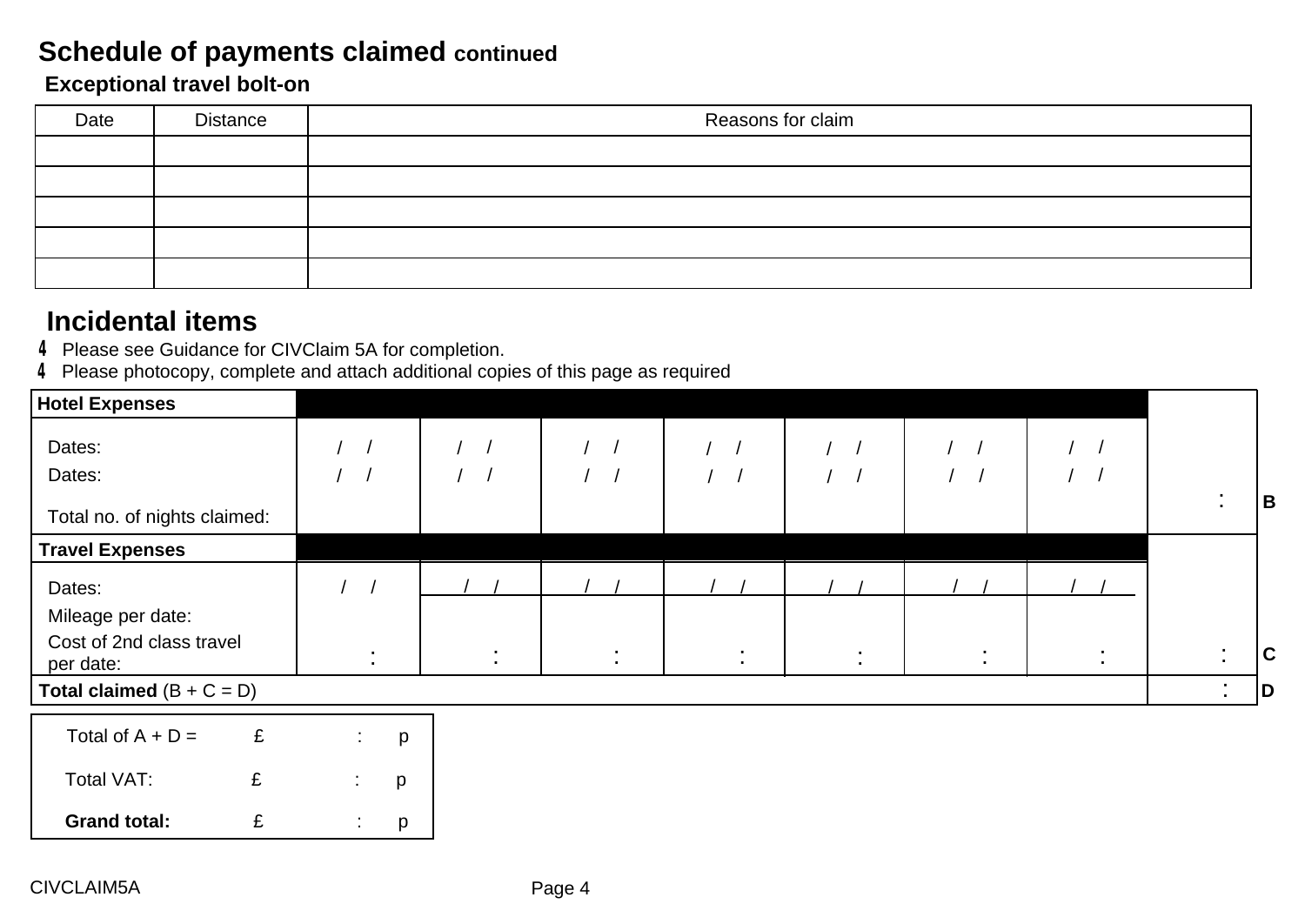# Schedule of payments claimed continued

## Exceptional travel bolt-on

| Date | Distance | Reasons for claim |
|---|---|---|
| | | |
| | | |
| | | |
| | | |
| | | |

## Incidental items

- Please see Guidance for CIVClaim 5A for completion.
- Please photocopy, complete and attach additional copies of this page as required

| **Hotel Expenses** | | | | | | | | | |
|---|---|---|---|---|---|---|---|---|---|
| Dates: | / / | / / | / / | / / | / / | / / | / / | | |
| Dates: | / / | / / | / / | / / | / / | / / | / / | | |
| Total no. of nights claimed: | | | | | | | | : | B |
| **Travel Expenses** | | | | | | | | | |
| Dates: | / / | / / | / / | / / | / / | / / | / / | | |
| Mileage per date: | | | | | | | | | |
| Cost of 2nd class travel per date: | : | : | : | : | : | : | : | : | C |
| **Total claimed** (B + C = D) | | | | | | | | : | D |

| | | | |
|---|---|---|---|
| Total of A + D = | £ | : | p |
| Total VAT: | £ | : | p |
| **Grand total:** | £ | : | p |

CIVCLAIM5A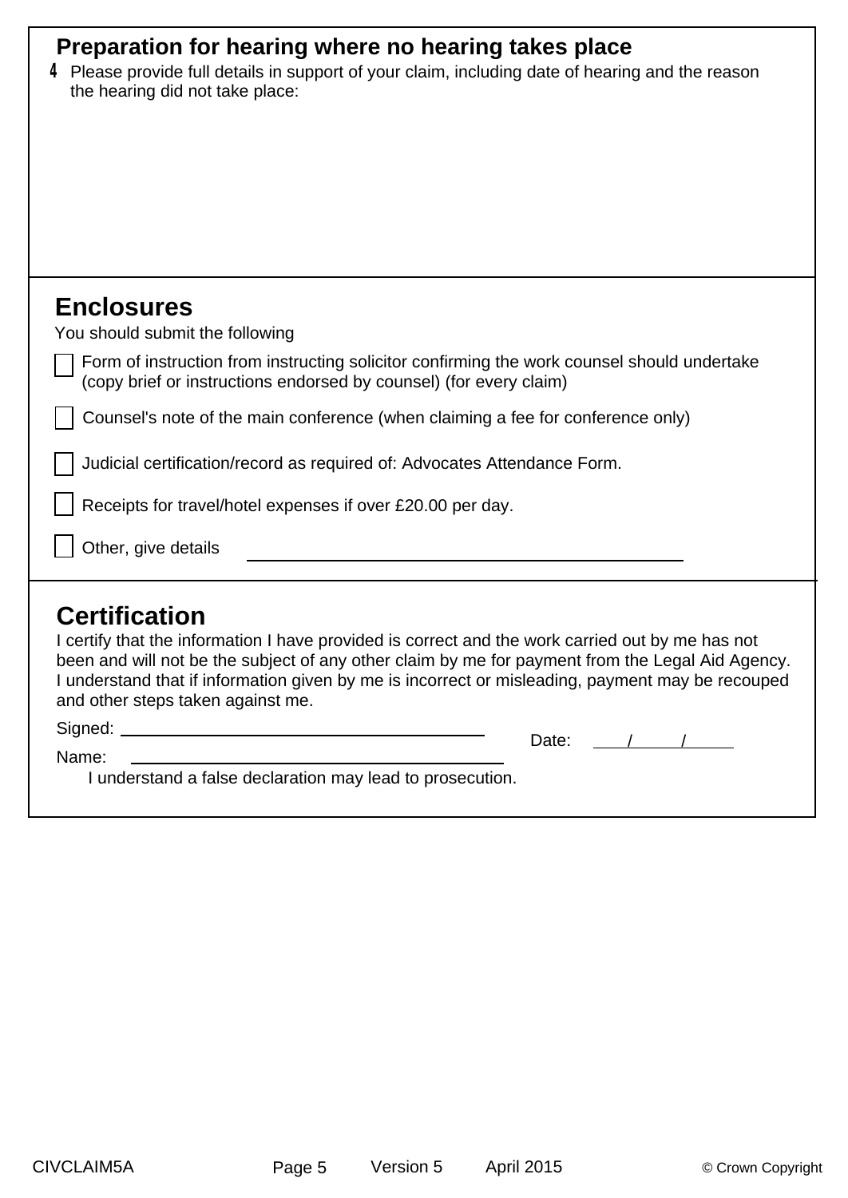## Preparation for hearing where no hearing takes place

4 Please provide full details in support of your claim, including date of hearing and the reason the hearing did not take place:

## Enclosures

You should submit the following

- ☐ Form of instruction from instructing solicitor confirming the work counsel should undertake (copy brief or instructions endorsed by counsel) (for every claim)
- ☐ Counsel's note of the main conference (when claiming a fee for conference only)
- ☐ Judicial certification/record as required of: Advocates Attendance Form.
- ☐ Receipts for travel/hotel expenses if over £20.00 per day.
- ☐ Other, give details ____________________

## Certification

I certify that the information I have provided is correct and the work carried out by me has not been and will not be the subject of any other claim by me for payment from the Legal Aid Agency. I understand that if information given by me is incorrect or misleading, payment may be recouped and other steps taken against me.

Signed: ____________________ Date: ___/___/___

Name: ____________________

I understand a false declaration may lead to prosecution.

CIVCLAIM5A Version 5 April 2015 © Crown Copyright